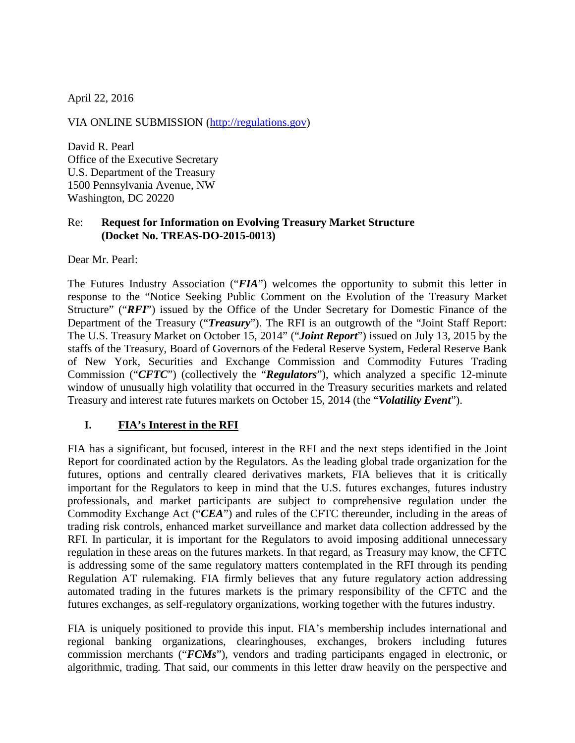April 22, 2016

VIA ONLINE SUBMISSION (http://regulations.gov)

David R. Pearl
Office of the Executive Secretary
U.S. Department of the Treasury
1500 Pennsylvania Avenue, NW
Washington, DC 20220

Re: **Request for Information on Evolving Treasury Market Structure (Docket No. TREAS-DO-2015-0013)**

Dear Mr. Pearl:

The Futures Industry Association ("***FIA***") welcomes the opportunity to submit this letter in response to the "Notice Seeking Public Comment on the Evolution of the Treasury Market Structure" ("***RFI***") issued by the Office of the Under Secretary for Domestic Finance of the Department of the Treasury ("***Treasury***"). The RFI is an outgrowth of the "Joint Staff Report: The U.S. Treasury Market on October 15, 2014" ("***Joint Report***") issued on July 13, 2015 by the staffs of the Treasury, Board of Governors of the Federal Reserve System, Federal Reserve Bank of New York, Securities and Exchange Commission and Commodity Futures Trading Commission ("***CFTC***") (collectively the "***Regulators***"), which analyzed a specific 12-minute window of unusually high volatility that occurred in the Treasury securities markets and related Treasury and interest rate futures markets on October 15, 2014 (the "***Volatility Event***").

## I. FIA's Interest in the RFI

FIA has a significant, but focused, interest in the RFI and the next steps identified in the Joint Report for coordinated action by the Regulators. As the leading global trade organization for the futures, options and centrally cleared derivatives markets, FIA believes that it is critically important for the Regulators to keep in mind that the U.S. futures exchanges, futures industry professionals, and market participants are subject to comprehensive regulation under the Commodity Exchange Act ("***CEA***") and rules of the CFTC thereunder, including in the areas of trading risk controls, enhanced market surveillance and market data collection addressed by the RFI. In particular, it is important for the Regulators to avoid imposing additional unnecessary regulation in these areas on the futures markets. In that regard, as Treasury may know, the CFTC is addressing some of the same regulatory matters contemplated in the RFI through its pending Regulation AT rulemaking. FIA firmly believes that any future regulatory action addressing automated trading in the futures markets is the primary responsibility of the CFTC and the futures exchanges, as self-regulatory organizations, working together with the futures industry.

FIA is uniquely positioned to provide this input. FIA's membership includes international and regional banking organizations, clearinghouses, exchanges, brokers including futures commission merchants ("***FCMs***"), vendors and trading participants engaged in electronic, or algorithmic, trading. That said, our comments in this letter draw heavily on the perspective and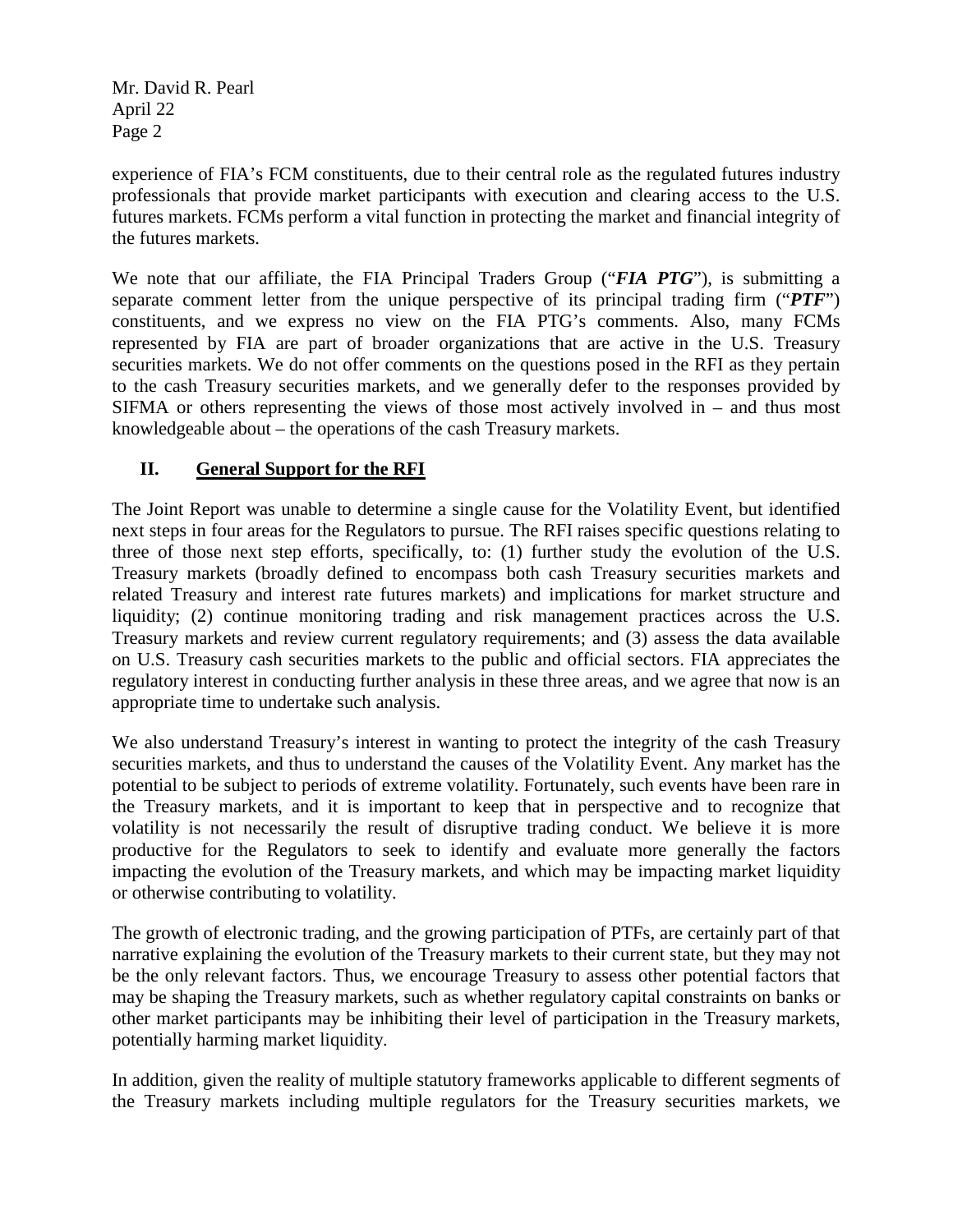experience of FIA's FCM constituents, due to their central role as the regulated futures industry professionals that provide market participants with execution and clearing access to the U.S. futures markets. FCMs perform a vital function in protecting the market and financial integrity of the futures markets.

We note that our affiliate, the FIA Principal Traders Group ("***FIA PTG***"), is submitting a separate comment letter from the unique perspective of its principal trading firm ("***PTF***") constituents, and we express no view on the FIA PTG's comments. Also, many FCMs represented by FIA are part of broader organizations that are active in the U.S. Treasury securities markets. We do not offer comments on the questions posed in the RFI as they pertain to the cash Treasury securities markets, and we generally defer to the responses provided by SIFMA or others representing the views of those most actively involved in – and thus most knowledgeable about – the operations of the cash Treasury markets.

## II. General Support for the RFI

The Joint Report was unable to determine a single cause for the Volatility Event, but identified next steps in four areas for the Regulators to pursue. The RFI raises specific questions relating to three of those next step efforts, specifically, to: (1) further study the evolution of the U.S. Treasury markets (broadly defined to encompass both cash Treasury securities markets and related Treasury and interest rate futures markets) and implications for market structure and liquidity; (2) continue monitoring trading and risk management practices across the U.S. Treasury markets and review current regulatory requirements; and (3) assess the data available on U.S. Treasury cash securities markets to the public and official sectors. FIA appreciates the regulatory interest in conducting further analysis in these three areas, and we agree that now is an appropriate time to undertake such analysis.

We also understand Treasury's interest in wanting to protect the integrity of the cash Treasury securities markets, and thus to understand the causes of the Volatility Event. Any market has the potential to be subject to periods of extreme volatility. Fortunately, such events have been rare in the Treasury markets, and it is important to keep that in perspective and to recognize that volatility is not necessarily the result of disruptive trading conduct. We believe it is more productive for the Regulators to seek to identify and evaluate more generally the factors impacting the evolution of the Treasury markets, and which may be impacting market liquidity or otherwise contributing to volatility.

The growth of electronic trading, and the growing participation of PTFs, are certainly part of that narrative explaining the evolution of the Treasury markets to their current state, but they may not be the only relevant factors. Thus, we encourage Treasury to assess other potential factors that may be shaping the Treasury markets, such as whether regulatory capital constraints on banks or other market participants may be inhibiting their level of participation in the Treasury markets, potentially harming market liquidity.

In addition, given the reality of multiple statutory frameworks applicable to different segments of the Treasury markets including multiple regulators for the Treasury securities markets, we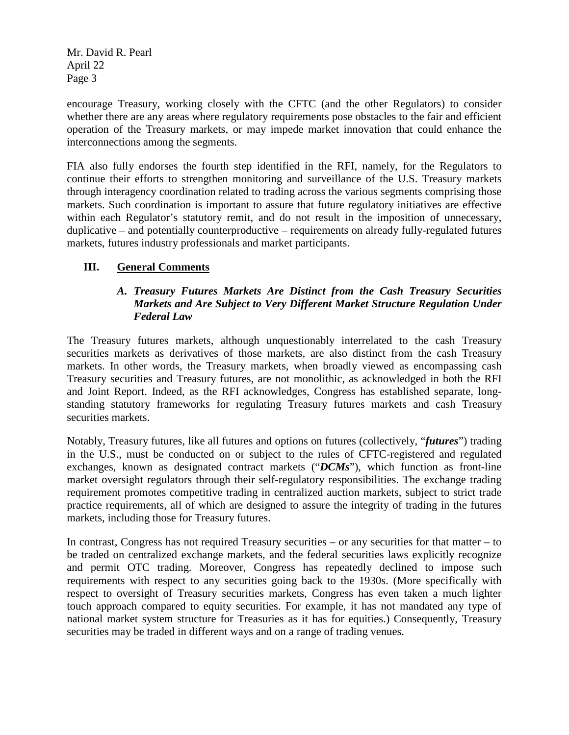encourage Treasury, working closely with the CFTC (and the other Regulators) to consider whether there are any areas where regulatory requirements pose obstacles to the fair and efficient operation of the Treasury markets, or may impede market innovation that could enhance the interconnections among the segments.

FIA also fully endorses the fourth step identified in the RFI, namely, for the Regulators to continue their efforts to strengthen monitoring and surveillance of the U.S. Treasury markets through interagency coordination related to trading across the various segments comprising those markets. Such coordination is important to assure that future regulatory initiatives are effective within each Regulator's statutory remit, and do not result in the imposition of unnecessary, duplicative – and potentially counterproductive – requirements on already fully-regulated futures markets, futures industry professionals and market participants.

## III. General Comments

### *A. Treasury Futures Markets Are Distinct from the Cash Treasury Securities Markets and Are Subject to Very Different Market Structure Regulation Under Federal Law*

The Treasury futures markets, although unquestionably interrelated to the cash Treasury securities markets as derivatives of those markets, are also distinct from the cash Treasury markets. In other words, the Treasury markets, when broadly viewed as encompassing cash Treasury securities and Treasury futures, are not monolithic, as acknowledged in both the RFI and Joint Report. Indeed, as the RFI acknowledges, Congress has established separate, long-standing statutory frameworks for regulating Treasury futures markets and cash Treasury securities markets.

Notably, Treasury futures, like all futures and options on futures (collectively, "***futures***") trading in the U.S., must be conducted on or subject to the rules of CFTC-registered and regulated exchanges, known as designated contract markets ("***DCMs***"), which function as front-line market oversight regulators through their self-regulatory responsibilities. The exchange trading requirement promotes competitive trading in centralized auction markets, subject to strict trade practice requirements, all of which are designed to assure the integrity of trading in the futures markets, including those for Treasury futures.

In contrast, Congress has not required Treasury securities – or any securities for that matter – to be traded on centralized exchange markets, and the federal securities laws explicitly recognize and permit OTC trading. Moreover, Congress has repeatedly declined to impose such requirements with respect to any securities going back to the 1930s. (More specifically with respect to oversight of Treasury securities markets, Congress has even taken a much lighter touch approach compared to equity securities. For example, it has not mandated any type of national market system structure for Treasuries as it has for equities.) Consequently, Treasury securities may be traded in different ways and on a range of trading venues.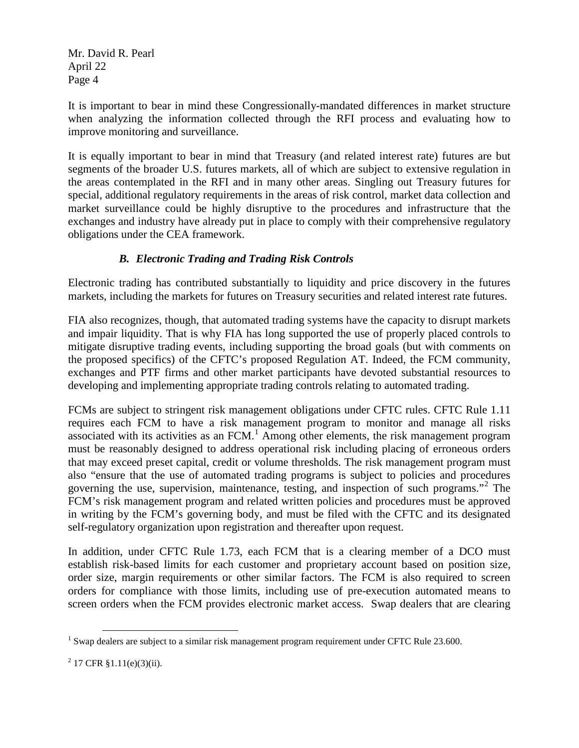It is important to bear in mind these Congressionally-mandated differences in market structure when analyzing the information collected through the RFI process and evaluating how to improve monitoring and surveillance.

It is equally important to bear in mind that Treasury (and related interest rate) futures are but segments of the broader U.S. futures markets, all of which are subject to extensive regulation in the areas contemplated in the RFI and in many other areas. Singling out Treasury futures for special, additional regulatory requirements in the areas of risk control, market data collection and market surveillance could be highly disruptive to the procedures and infrastructure that the exchanges and industry have already put in place to comply with their comprehensive regulatory obligations under the CEA framework.

### *B. Electronic Trading and Trading Risk Controls*

Electronic trading has contributed substantially to liquidity and price discovery in the futures markets, including the markets for futures on Treasury securities and related interest rate futures.

FIA also recognizes, though, that automated trading systems have the capacity to disrupt markets and impair liquidity. That is why FIA has long supported the use of properly placed controls to mitigate disruptive trading events, including supporting the broad goals (but with comments on the proposed specifics) of the CFTC's proposed Regulation AT. Indeed, the FCM community, exchanges and PTF firms and other market participants have devoted substantial resources to developing and implementing appropriate trading controls relating to automated trading.

FCMs are subject to stringent risk management obligations under CFTC rules. CFTC Rule 1.11 requires each FCM to have a risk management program to monitor and manage all risks associated with its activities as an FCM.[1] Among other elements, the risk management program must be reasonably designed to address operational risk including placing of erroneous orders that may exceed preset capital, credit or volume thresholds. The risk management program must also "ensure that the use of automated trading programs is subject to policies and procedures governing the use, supervision, maintenance, testing, and inspection of such programs."[2] The FCM's risk management program and related written policies and procedures must be approved in writing by the FCM's governing body, and must be filed with the CFTC and its designated self-regulatory organization upon registration and thereafter upon request.

In addition, under CFTC Rule 1.73, each FCM that is a clearing member of a DCO must establish risk-based limits for each customer and proprietary account based on position size, order size, margin requirements or other similar factors. The FCM is also required to screen orders for compliance with those limits, including use of pre-execution automated means to screen orders when the FCM provides electronic market access. Swap dealers that are clearing

---

[1] Swap dealers are subject to a similar risk management program requirement under CFTC Rule 23.600.

[2] 17 CFR §1.11(e)(3)(ii).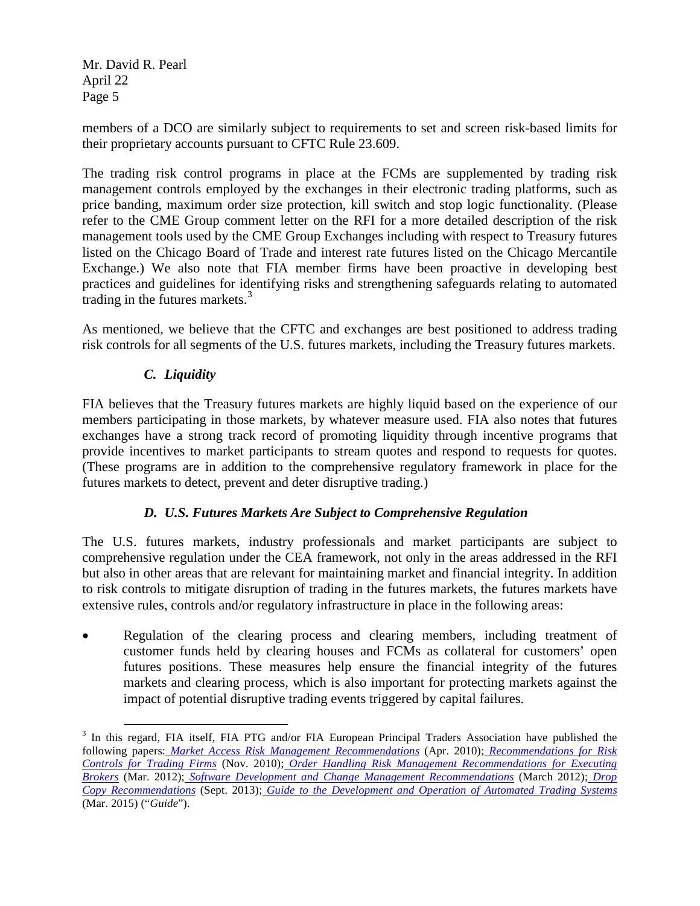members of a DCO are similarly subject to requirements to set and screen risk-based limits for their proprietary accounts pursuant to CFTC Rule 23.609.

The trading risk control programs in place at the FCMs are supplemented by trading risk management controls employed by the exchanges in their electronic trading platforms, such as price banding, maximum order size protection, kill switch and stop logic functionality. (Please refer to the CME Group comment letter on the RFI for a more detailed description of the risk management tools used by the CME Group Exchanges including with respect to Treasury futures listed on the Chicago Board of Trade and interest rate futures listed on the Chicago Mercantile Exchange.) We also note that FIA member firms have been proactive in developing best practices and guidelines for identifying risks and strengthening safeguards relating to automated trading in the futures markets.[3]

As mentioned, we believe that the CFTC and exchanges are best positioned to address trading risk controls for all segments of the U.S. futures markets, including the Treasury futures markets.

### *C. Liquidity*

FIA believes that the Treasury futures markets are highly liquid based on the experience of our members participating in those markets, by whatever measure used. FIA also notes that futures exchanges have a strong track record of promoting liquidity through incentive programs that provide incentives to market participants to stream quotes and respond to requests for quotes. (These programs are in addition to the comprehensive regulatory framework in place for the futures markets to detect, prevent and deter disruptive trading.)

### *D. U.S. Futures Markets Are Subject to Comprehensive Regulation*

The U.S. futures markets, industry professionals and market participants are subject to comprehensive regulation under the CEA framework, not only in the areas addressed in the RFI but also in other areas that are relevant for maintaining market and financial integrity. In addition to risk controls to mitigate disruption of trading in the futures markets, the futures markets have extensive rules, controls and/or regulatory infrastructure in place in the following areas:

- Regulation of the clearing process and clearing members, including treatment of customer funds held by clearing houses and FCMs as collateral for customers' open futures positions. These measures help ensure the financial integrity of the futures markets and clearing process, which is also important for protecting markets against the impact of potential disruptive trading events triggered by capital failures.

---

[3] In this regard, FIA itself, FIA PTG and/or FIA European Principal Traders Association have published the following papers: *Market Access Risk Management Recommendations* (Apr. 2010); *Recommendations for Risk Controls for Trading Firms* (Nov. 2010); *Order Handling Risk Management Recommendations for Executing Brokers* (Mar. 2012); *Software Development and Change Management Recommendations* (March 2012); *Drop Copy Recommendations* (Sept. 2013); *Guide to the Development and Operation of Automated Trading Systems* (Mar. 2015) ("*Guide*").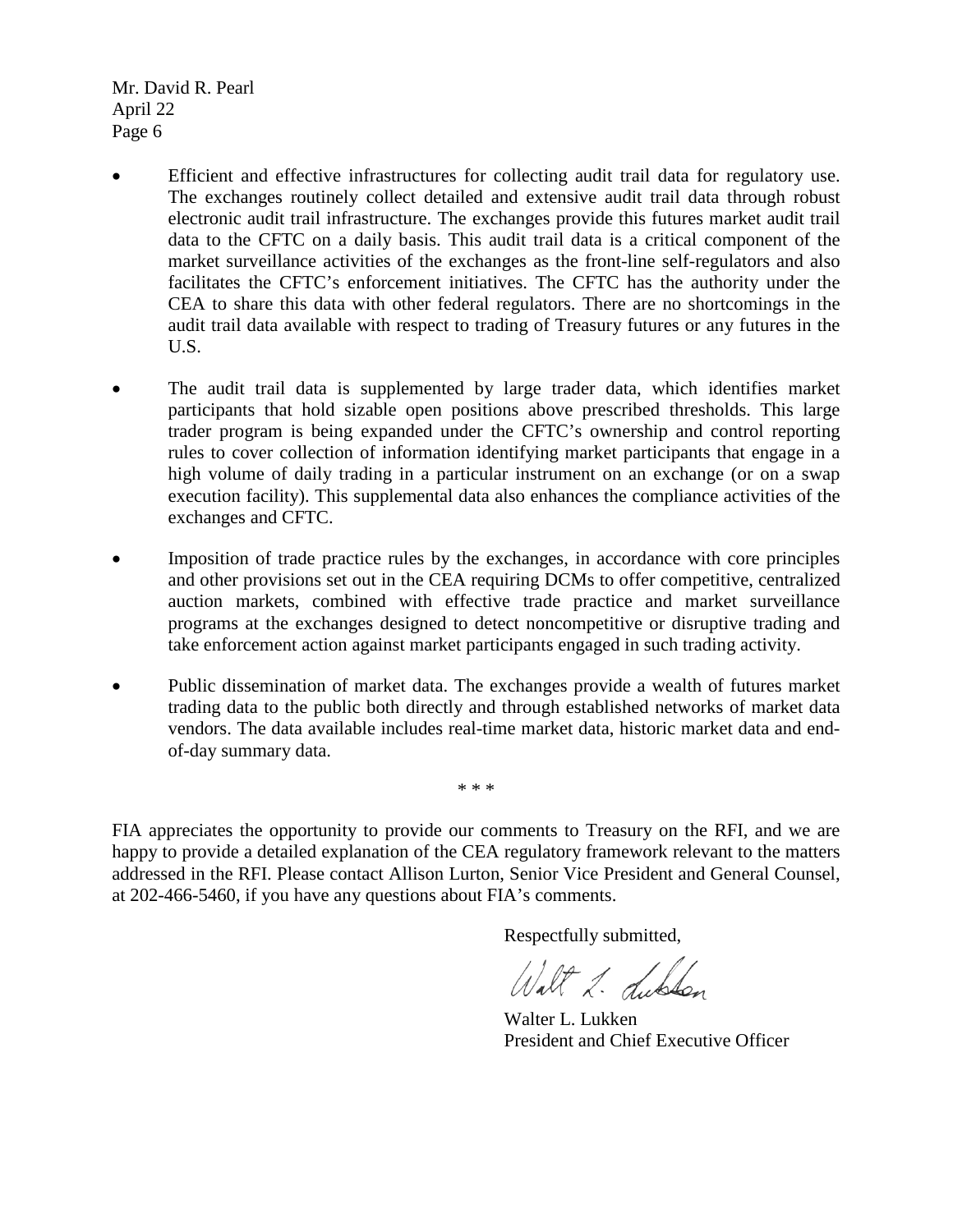- Efficient and effective infrastructures for collecting audit trail data for regulatory use. The exchanges routinely collect detailed and extensive audit trail data through robust electronic audit trail infrastructure. The exchanges provide this futures market audit trail data to the CFTC on a daily basis. This audit trail data is a critical component of the market surveillance activities of the exchanges as the front-line self-regulators and also facilitates the CFTC's enforcement initiatives. The CFTC has the authority under the CEA to share this data with other federal regulators. There are no shortcomings in the audit trail data available with respect to trading of Treasury futures or any futures in the U.S.

- The audit trail data is supplemented by large trader data, which identifies market participants that hold sizable open positions above prescribed thresholds. This large trader program is being expanded under the CFTC's ownership and control reporting rules to cover collection of information identifying market participants that engage in a high volume of daily trading in a particular instrument on an exchange (or on a swap execution facility). This supplemental data also enhances the compliance activities of the exchanges and CFTC.

- Imposition of trade practice rules by the exchanges, in accordance with core principles and other provisions set out in the CEA requiring DCMs to offer competitive, centralized auction markets, combined with effective trade practice and market surveillance programs at the exchanges designed to detect noncompetitive or disruptive trading and take enforcement action against market participants engaged in such trading activity.

- Public dissemination of market data. The exchanges provide a wealth of futures market trading data to the public both directly and through established networks of market data vendors. The data available includes real-time market data, historic market data and end-of-day summary data.

\* \* \*

FIA appreciates the opportunity to provide our comments to Treasury on the RFI, and we are happy to provide a detailed explanation of the CEA regulatory framework relevant to the matters addressed in the RFI. Please contact Allison Lurton, Senior Vice President and General Counsel, at 202-466-5460, if you have any questions about FIA's comments.

Respectfully submitted,

Walter L. Lukken
President and Chief Executive Officer